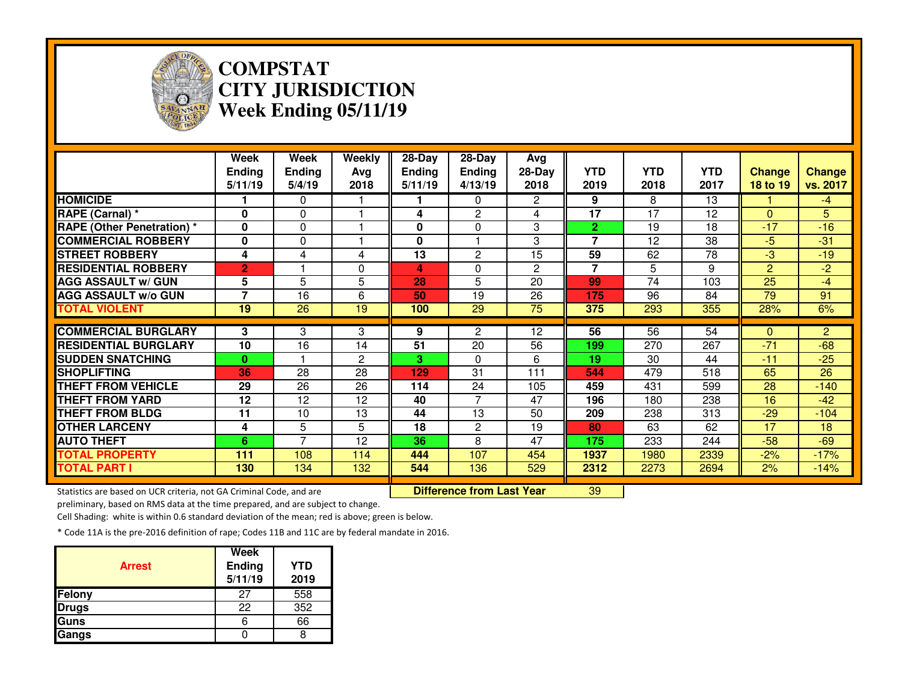# COMPSTAT
# CITY JURISDICTION
# Week Ending 05/11/19

| | Week Ending 5/11/19 | Week Ending 5/4/19 | Weekly Avg 2018 | 28-Day Ending 5/11/19 | 28-Day Ending 4/13/19 | Avg 28-Day 2018 | YTD 2019 | YTD 2018 | YTD 2017 | Change 18 to 19 | Change vs. 2017 |
|---|---|---|---|---|---|---|---|---|---|---|---|
| HOMICIDE | 1 | 0 | 1 | 1 | 0 | 2 | 9 | 8 | 13 | 1 | -4 |
| RAPE (Carnal) * | 0 | 0 | 1 | 4 | 2 | 4 | 17 | 17 | 12 | 0 | 5 |
| RAPE (Other Penetration) * | 0 | 0 | 1 | 0 | 0 | 3 | 2 | 19 | 18 | -17 | -16 |
| COMMERCIAL ROBBERY | 0 | 0 | 1 | 0 | 1 | 3 | 7 | 12 | 38 | -5 | -31 |
| STREET ROBBERY | 4 | 4 | 4 | 13 | 2 | 15 | 59 | 62 | 78 | -3 | -19 |
| RESIDENTIAL ROBBERY | 2 | 1 | 0 | 4 | 0 | 2 | 7 | 5 | 9 | 2 | -2 |
| AGG ASSAULT w/ GUN | 5 | 5 | 5 | 28 | 5 | 20 | 99 | 74 | 103 | 25 | -4 |
| AGG ASSAULT w/o GUN | 7 | 16 | 6 | 50 | 19 | 26 | 175 | 96 | 84 | 79 | 91 |
| TOTAL VIOLENT | 19 | 26 | 19 | 100 | 29 | 75 | 375 | 293 | 355 | 28% | 6% |
| COMMERCIAL BURGLARY | 3 | 3 | 3 | 9 | 2 | 12 | 56 | 56 | 54 | 0 | 2 |
| RESIDENTIAL BURGLARY | 10 | 16 | 14 | 51 | 20 | 56 | 199 | 270 | 267 | -71 | -68 |
| SUDDEN SNATCHING | 0 | 1 | 2 | 3 | 0 | 6 | 19 | 30 | 44 | -11 | -25 |
| SHOPLIFTING | 36 | 28 | 28 | 129 | 31 | 111 | 544 | 479 | 518 | 65 | 26 |
| THEFT FROM VEHICLE | 29 | 26 | 26 | 114 | 24 | 105 | 459 | 431 | 599 | 28 | -140 |
| THEFT FROM YARD | 12 | 12 | 12 | 40 | 7 | 47 | 196 | 180 | 238 | 16 | -42 |
| THEFT FROM BLDG | 11 | 10 | 13 | 44 | 13 | 50 | 209 | 238 | 313 | -29 | -104 |
| OTHER LARCENY | 4 | 5 | 5 | 18 | 2 | 19 | 80 | 63 | 62 | 17 | 18 |
| AUTO THEFT | 6 | 7 | 12 | 36 | 8 | 47 | 175 | 233 | 244 | -58 | -69 |
| TOTAL PROPERTY | 111 | 108 | 114 | 444 | 107 | 454 | 1937 | 1980 | 2339 | -2% | -17% |
| TOTAL PART I | 130 | 134 | 132 | 544 | 136 | 529 | 2312 | 2273 | 2694 | 2% | -14% |

**Difference from Last Year** 39

Statistics are based on UCR criteria, not GA Criminal Code, and are preliminary, based on RMS data at the time prepared, and are subject to change.

Cell Shading: white is within 0.6 standard deviation of the mean; red is above; green is below.

* Code 11A is the pre-2016 definition of rape; Codes 11B and 11C are by federal mandate in 2016.

| Arrest | Week Ending 5/11/19 | YTD 2019 |
|---|---|---|
| Felony | 27 | 558 |
| Drugs | 22 | 352 |
| Guns | 6 | 66 |
| Gangs | 0 | 8 |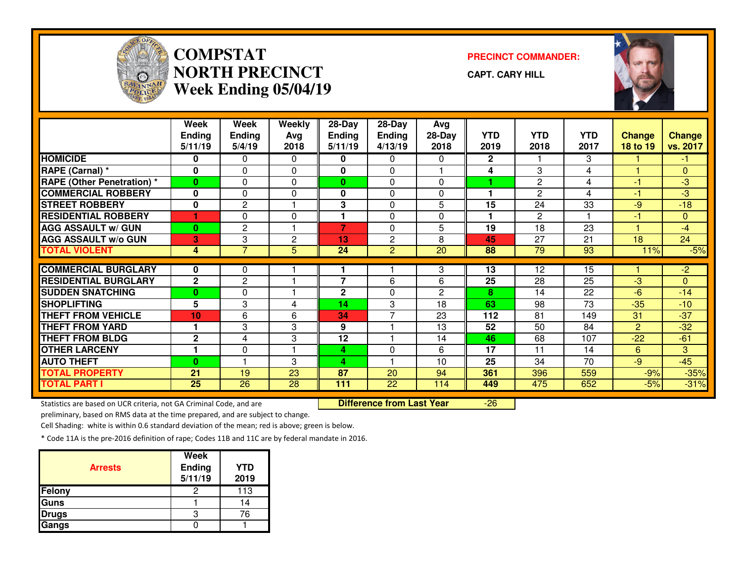# COMPSTAT
# NORTH PRECINCT
# Week Ending 05/04/19

**PRECINCT COMMANDER:**

**CAPT. CARY HILL**

| | Week Ending 5/11/19 | Week Ending 5/4/19 | Weekly Avg 2018 | 28-Day Ending 5/11/19 | 28-Day Ending 4/13/19 | Avg 28-Day 2018 | YTD 2019 | YTD 2018 | YTD 2017 | Change 18 to 19 | Change vs. 2017 |
|---|---|---|---|---|---|---|---|---|---|---|---|
| HOMICIDE | 0 | 0 | 0 | 0 | 0 | 0 | 2 | 1 | 3 | 1 | -1 |
| RAPE (Carnal) * | 0 | 0 | 0 | 0 | 0 | 1 | 4 | 3 | 4 | 1 | 0 |
| RAPE (Other Penetration) * | 0 | 0 | 0 | 0 | 0 | 0 | 1 | 2 | 4 | -1 | -3 |
| COMMERCIAL ROBBERY | 0 | 0 | 0 | 0 | 0 | 0 | 1 | 2 | 4 | -1 | -3 |
| STREET ROBBERY | 0 | 2 | 1 | 3 | 0 | 5 | 15 | 24 | 33 | -9 | -18 |
| RESIDENTIAL ROBBERY | 1 | 0 | 0 | 1 | 0 | 0 | 1 | 2 | 1 | -1 | 0 |
| AGG ASSAULT w/ GUN | 0 | 2 | 1 | 7 | 0 | 5 | 19 | 18 | 23 | 1 | -4 |
| AGG ASSAULT w/o GUN | 3 | 3 | 2 | 13 | 2 | 8 | 45 | 27 | 21 | 18 | 24 |
| TOTAL VIOLENT | 4 | 7 | 5 | 24 | 2 | 20 | 88 | 79 | 93 | 11% | -5% |
| COMMERCIAL BURGLARY | 0 | 0 | 1 | 1 | 1 | 3 | 13 | 12 | 15 | 1 | -2 |
| RESIDENTIAL BURGLARY | 2 | 2 | 1 | 7 | 6 | 6 | 25 | 28 | 25 | -3 | 0 |
| SUDDEN SNATCHING | 0 | 0 | 1 | 2 | 0 | 2 | 8 | 14 | 22 | -6 | -14 |
| SHOPLIFTING | 5 | 3 | 4 | 14 | 3 | 18 | 63 | 98 | 73 | -35 | -10 |
| THEFT FROM VEHICLE | 10 | 6 | 6 | 34 | 7 | 23 | 112 | 81 | 149 | 31 | -37 |
| THEFT FROM YARD | 1 | 3 | 3 | 9 | 1 | 13 | 52 | 50 | 84 | 2 | -32 |
| THEFT FROM BLDG | 2 | 4 | 3 | 12 | 1 | 14 | 46 | 68 | 107 | -22 | -61 |
| OTHER LARCENY | 1 | 0 | 1 | 4 | 0 | 6 | 17 | 11 | 14 | 6 | 3 |
| AUTO THEFT | 0 | 1 | 3 | 4 | 1 | 10 | 25 | 34 | 70 | -9 | -45 |
| TOTAL PROPERTY | 21 | 19 | 23 | 87 | 20 | 94 | 361 | 396 | 559 | -9% | -35% |
| TOTAL PART I | 25 | 26 | 28 | 111 | 22 | 114 | 449 | 475 | 652 | -5% | -31% |

**Difference from Last Year** -26

Statistics are based on UCR criteria, not GA Criminal Code, and are preliminary, based on RMS data at the time prepared, and are subject to change.

Cell Shading: white is within 0.6 standard deviation of the mean; red is above; green is below.

* Code 11A is the pre-2016 definition of rape; Codes 11B and 11C are by federal mandate in 2016.

| Arrests | Week Ending 5/11/19 | YTD 2019 |
|---|---|---|
| Felony | 2 | 113 |
| Guns | 1 | 14 |
| Drugs | 3 | 76 |
| Gangs | 0 | 1 |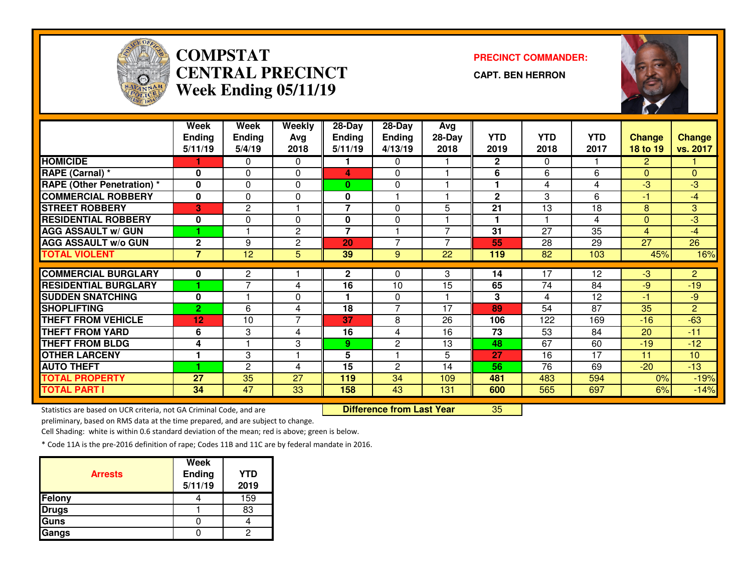# COMPSTAT CENTRAL PRECINCT
## Week Ending 05/11/19

**PRECINCT COMMANDER:**
**CAPT. BEN HERRON**

| | Week Ending 5/11/19 | Week Ending 5/4/19 | Weekly Avg 2018 | 28-Day Ending 5/11/19 | 28-Day Ending 4/13/19 | Avg 28-Day 2018 | YTD 2019 | YTD 2018 | YTD 2017 | Change 18 to 19 | Change vs. 2017 |
|---|---|---|---|---|---|---|---|---|---|---|---|
| HOMICIDE | 1 | 0 | 0 | 1 | 0 | 1 | 2 | 0 | 1 | 2 | 1 |
| RAPE (Carnal) * | 0 | 0 | 0 | 4 | 0 | 1 | 6 | 6 | 6 | 0 | 0 |
| RAPE (Other Penetration) * | 0 | 0 | 0 | 0 | 0 | 1 | 1 | 4 | 4 | -3 | -3 |
| COMMERCIAL ROBBERY | 0 | 0 | 0 | 0 | 1 | 1 | 2 | 3 | 6 | -1 | -4 |
| STREET ROBBERY | 3 | 2 | 1 | 7 | 0 | 5 | 21 | 13 | 18 | 8 | 3 |
| RESIDENTIAL ROBBERY | 0 | 0 | 0 | 0 | 0 | 1 | 1 | 1 | 4 | 0 | -3 |
| AGG ASSAULT w/ GUN | 1 | 1 | 2 | 7 | 1 | 7 | 31 | 27 | 35 | 4 | -4 |
| AGG ASSAULT w/o GUN | 2 | 9 | 2 | 20 | 7 | 7 | 55 | 28 | 29 | 27 | 26 |
| TOTAL VIOLENT | 7 | 12 | 5 | 39 | 9 | 22 | 119 | 82 | 103 | 45% | 16% |
| COMMERCIAL BURGLARY | 0 | 2 | 1 | 2 | 0 | 3 | 14 | 17 | 12 | -3 | 2 |
| RESIDENTIAL BURGLARY | 1 | 7 | 4 | 16 | 10 | 15 | 65 | 74 | 84 | -9 | -19 |
| SUDDEN SNATCHING | 0 | 1 | 0 | 1 | 0 | 1 | 3 | 4 | 12 | -1 | -9 |
| SHOPLIFTING | 2 | 6 | 4 | 18 | 7 | 17 | 89 | 54 | 87 | 35 | 2 |
| THEFT FROM VEHICLE | 12 | 10 | 7 | 37 | 8 | 26 | 106 | 122 | 169 | -16 | -63 |
| THEFT FROM YARD | 6 | 3 | 4 | 16 | 4 | 16 | 73 | 53 | 84 | 20 | -11 |
| THEFT FROM BLDG | 4 | 1 | 3 | 9 | 2 | 13 | 48 | 67 | 60 | -19 | -12 |
| OTHER LARCENY | 1 | 3 | 1 | 5 | 1 | 5 | 27 | 16 | 17 | 11 | 10 |
| AUTO THEFT | 1 | 2 | 4 | 15 | 2 | 14 | 56 | 76 | 69 | -20 | -13 |
| TOTAL PROPERTY | 27 | 35 | 27 | 119 | 34 | 109 | 481 | 483 | 594 | 0% | -19% |
| TOTAL PART I | 34 | 47 | 33 | 158 | 43 | 131 | 600 | 565 | 697 | 6% | -14% |

**Difference from Last Year** 35

Statistics are based on UCR criteria, not GA Criminal Code, and are preliminary, based on RMS data at the time prepared, and are subject to change.

Cell Shading: white is within 0.6 standard deviation of the mean; red is above; green is below.

* Code 11A is the pre-2016 definition of rape; Codes 11B and 11C are by federal mandate in 2016.

| Arrests | Week Ending 5/11/19 | YTD 2019 |
|---|---|---|
| Felony | 4 | 159 |
| Drugs | 1 | 83 |
| Guns | 0 | 4 |
| Gangs | 0 | 2 |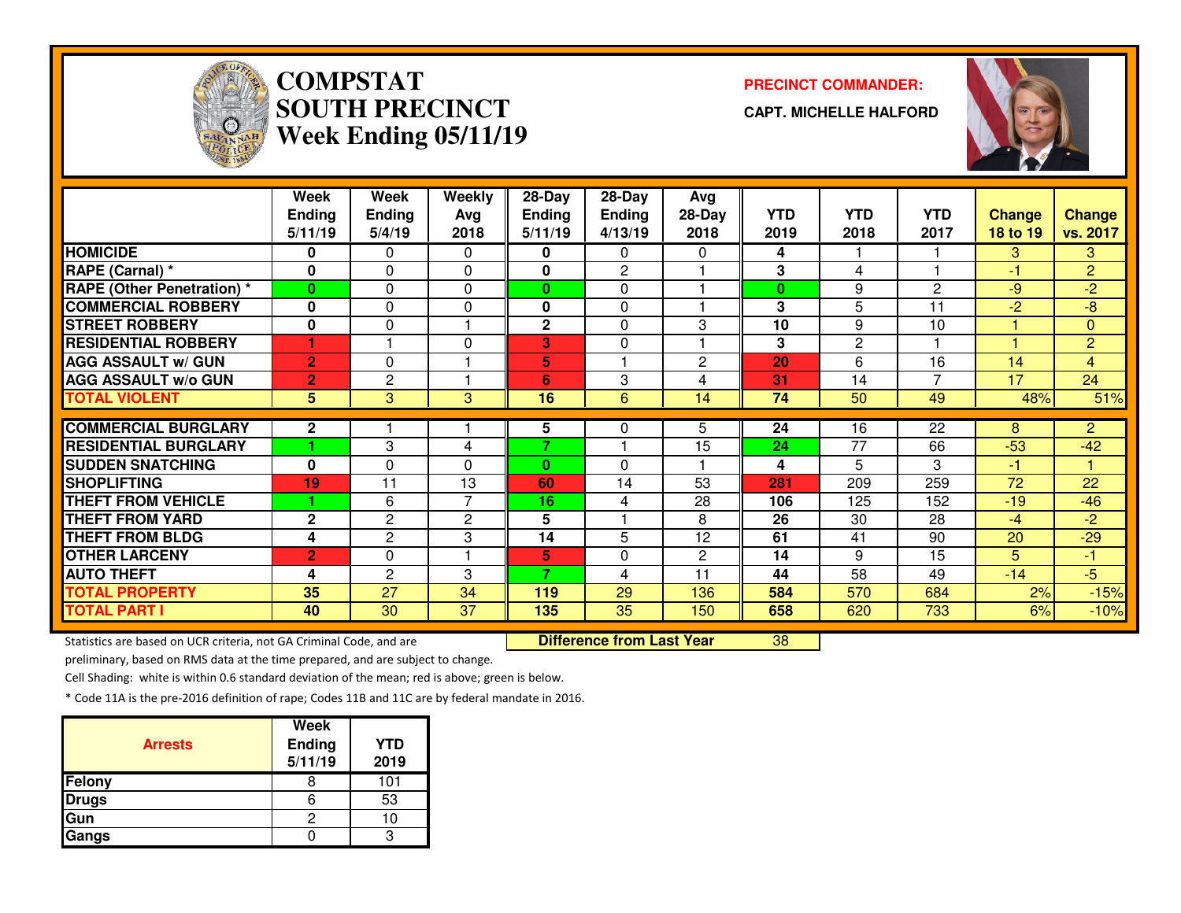# COMPSTAT SOUTH PRECINCT
## Week Ending 05/11/19

**PRECINCT COMMANDER:**

**CAPT. MICHELLE HALFORD**

| | Week Ending 5/11/19 | Week Ending 5/4/19 | Weekly Avg 2018 | 28-Day Ending 5/11/19 | 28-Day Ending 4/13/19 | Avg 28-Day 2018 | YTD 2019 | YTD 2018 | YTD 2017 | Change 18 to 19 | Change vs. 2017 |
|---|---|---|---|---|---|---|---|---|---|---|---|
| HOMICIDE | 0 | 0 | 0 | 0 | 0 | 0 | 4 | 1 | 1 | 3 | 3 |
| RAPE (Carnal) * | 0 | 0 | 0 | 0 | 2 | 1 | 3 | 4 | 1 | -1 | 2 |
| RAPE (Other Penetration) * | 0 | 0 | 0 | 0 | 0 | 1 | 0 | 9 | 2 | -9 | -2 |
| COMMERCIAL ROBBERY | 0 | 0 | 0 | 0 | 0 | 1 | 3 | 5 | 11 | -2 | -8 |
| STREET ROBBERY | 0 | 0 | 1 | 2 | 0 | 3 | 10 | 9 | 10 | 1 | 0 |
| RESIDENTIAL ROBBERY | 1 | 1 | 0 | 3 | 0 | 1 | 3 | 2 | 1 | 1 | 2 |
| AGG ASSAULT w/ GUN | 2 | 0 | 1 | 5 | 1 | 2 | 20 | 6 | 16 | 14 | 4 |
| AGG ASSAULT w/o GUN | 2 | 2 | 1 | 6 | 3 | 4 | 31 | 14 | 7 | 17 | 24 |
| TOTAL VIOLENT | 5 | 3 | 3 | 16 | 6 | 14 | 74 | 50 | 49 | 48% | 51% |
| COMMERCIAL BURGLARY | 2 | 1 | 1 | 5 | 0 | 5 | 24 | 16 | 22 | 8 | 2 |
| RESIDENTIAL BURGLARY | 1 | 3 | 4 | 7 | 1 | 15 | 24 | 77 | 66 | -53 | -42 |
| SUDDEN SNATCHING | 0 | 0 | 0 | 0 | 0 | 1 | 4 | 5 | 3 | -1 | 1 |
| SHOPLIFTING | 19 | 11 | 13 | 60 | 14 | 53 | 281 | 209 | 259 | 72 | 22 |
| THEFT FROM VEHICLE | 1 | 6 | 7 | 16 | 4 | 28 | 106 | 125 | 152 | -19 | -46 |
| THEFT FROM YARD | 2 | 2 | 2 | 5 | 1 | 8 | 26 | 30 | 28 | -4 | -2 |
| THEFT FROM BLDG | 4 | 2 | 3 | 14 | 5 | 12 | 61 | 41 | 90 | 20 | -29 |
| OTHER LARCENY | 2 | 0 | 1 | 5 | 0 | 2 | 14 | 9 | 15 | 5 | -1 |
| AUTO THEFT | 4 | 2 | 3 | 7 | 4 | 11 | 44 | 58 | 49 | -14 | -5 |
| TOTAL PROPERTY | 35 | 27 | 34 | 119 | 29 | 136 | 584 | 570 | 684 | 2% | -15% |
| TOTAL PART I | 40 | 30 | 37 | 135 | 35 | 150 | 658 | 620 | 733 | 6% | -10% |

**Difference from Last Year** 38

Statistics are based on UCR criteria, not GA Criminal Code, and are preliminary, based on RMS data at the time prepared, and are subject to change.

Cell Shading: white is within 0.6 standard deviation of the mean; red is above; green is below.

* Code 11A is the pre-2016 definition of rape; Codes 11B and 11C are by federal mandate in 2016.

| Arrests | Week Ending 5/11/19 | YTD 2019 |
|---|---|---|
| Felony | 8 | 101 |
| Drugs | 6 | 53 |
| Gun | 2 | 10 |
| Gangs | 0 | 3 |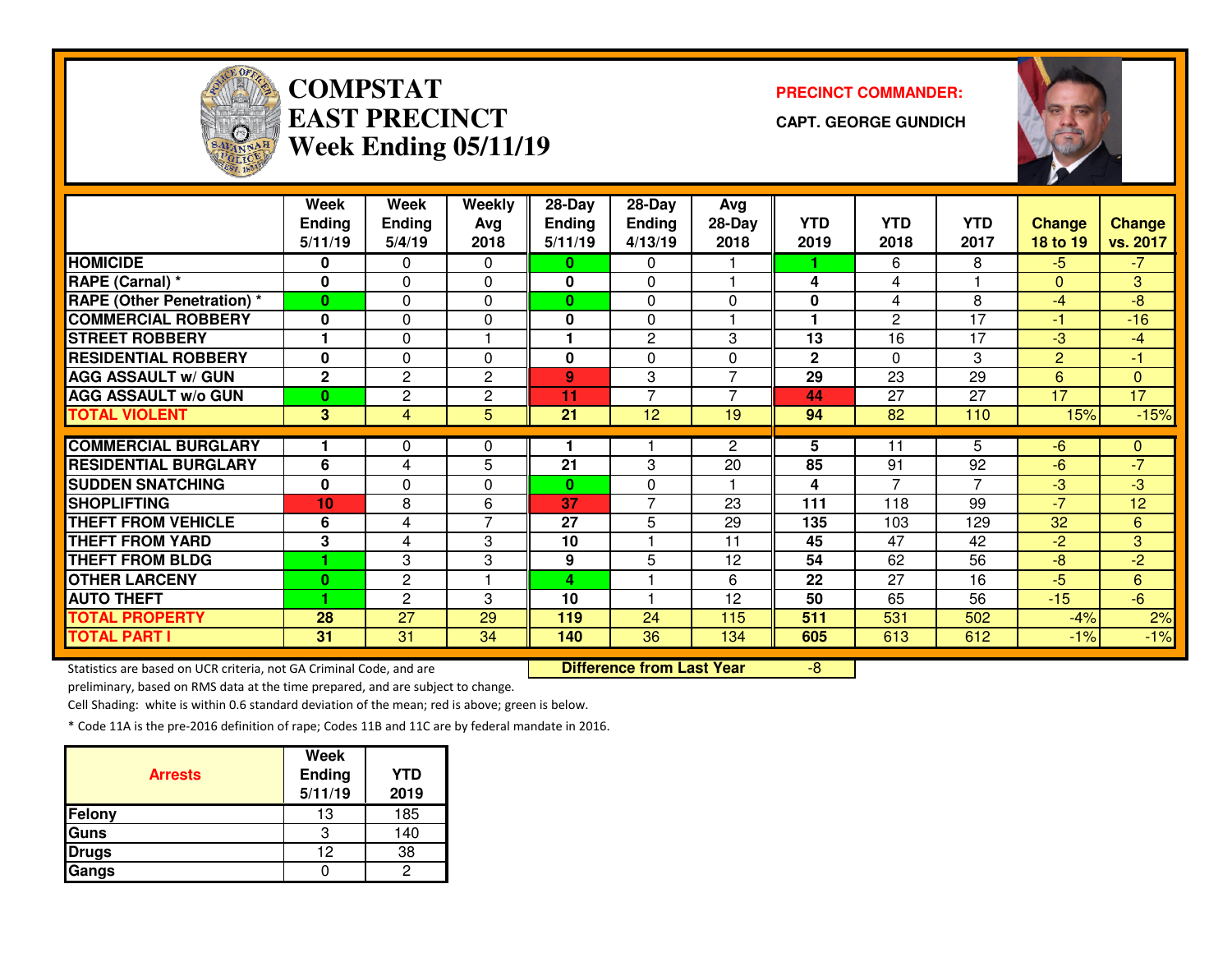# COMPSTAT EAST PRECINCT
## Week Ending 05/11/19

**PRECINCT COMMANDER:**

**CAPT. GEORGE GUNDICH**

| | Week Ending 5/11/19 | Week Ending 5/4/19 | Weekly Avg 2018 | 28-Day Ending 5/11/19 | 28-Day Ending 4/13/19 | Avg 28-Day 2018 | YTD 2019 | YTD 2018 | YTD 2017 | Change 18 to 19 | Change vs. 2017 |
|---|---|---|---|---|---|---|---|---|---|---|---|
| HOMICIDE | 0 | 0 | 0 | 0 | 0 | 1 | 1 | 6 | 8 | -5 | -7 |
| RAPE (Carnal) * | 0 | 0 | 0 | 0 | 0 | 1 | 4 | 4 | 1 | 0 | 3 |
| RAPE (Other Penetration) * | 0 | 0 | 0 | 0 | 0 | 0 | 0 | 4 | 8 | -4 | -8 |
| COMMERCIAL ROBBERY | 0 | 0 | 0 | 0 | 0 | 1 | 1 | 2 | 17 | -1 | -16 |
| STREET ROBBERY | 1 | 0 | 1 | 1 | 2 | 3 | 13 | 16 | 17 | -3 | -4 |
| RESIDENTIAL ROBBERY | 0 | 0 | 0 | 0 | 0 | 0 | 2 | 0 | 3 | 2 | -1 |
| AGG ASSAULT w/ GUN | 2 | 2 | 2 | 9 | 3 | 7 | 29 | 23 | 29 | 6 | 0 |
| AGG ASSAULT w/o GUN | 0 | 2 | 2 | 11 | 7 | 7 | 44 | 27 | 27 | 17 | 17 |
| TOTAL VIOLENT | 3 | 4 | 5 | 21 | 12 | 19 | 94 | 82 | 110 | 15% | -15% |
| COMMERCIAL BURGLARY | 1 | 0 | 0 | 1 | 1 | 2 | 5 | 11 | 5 | -6 | 0 |
| RESIDENTIAL BURGLARY | 6 | 4 | 5 | 21 | 3 | 20 | 85 | 91 | 92 | -6 | -7 |
| SUDDEN SNATCHING | 0 | 0 | 0 | 0 | 0 | 1 | 4 | 7 | 7 | -3 | -3 |
| SHOPLIFTING | 10 | 8 | 6 | 37 | 7 | 23 | 111 | 118 | 99 | -7 | 12 |
| THEFT FROM VEHICLE | 6 | 4 | 7 | 27 | 5 | 29 | 135 | 103 | 129 | 32 | 6 |
| THEFT FROM YARD | 3 | 4 | 3 | 10 | 1 | 11 | 45 | 47 | 42 | -2 | 3 |
| THEFT FROM BLDG | 1 | 3 | 3 | 9 | 5 | 12 | 54 | 62 | 56 | -8 | -2 |
| OTHER LARCENY | 0 | 2 | 1 | 4 | 1 | 6 | 22 | 27 | 16 | -5 | 6 |
| AUTO THEFT | 1 | 2 | 3 | 10 | 1 | 12 | 50 | 65 | 56 | -15 | -6 |
| TOTAL PROPERTY | 28 | 27 | 29 | 119 | 24 | 115 | 511 | 531 | 502 | -4% | 2% |
| TOTAL PART I | 31 | 31 | 34 | 140 | 36 | 134 | 605 | 613 | 612 | -1% | -1% |

**Difference from Last Year** -8

Statistics are based on UCR criteria, not GA Criminal Code, and are preliminary, based on RMS data at the time prepared, and are subject to change.

Cell Shading: white is within 0.6 standard deviation of the mean; red is above; green is below.

* Code 11A is the pre-2016 definition of rape; Codes 11B and 11C are by federal mandate in 2016.

| Arrests | Week Ending 5/11/19 | YTD 2019 |
|---|---|---|
| Felony | 13 | 185 |
| Guns | 3 | 140 |
| Drugs | 12 | 38 |
| Gangs | 0 | 2 |